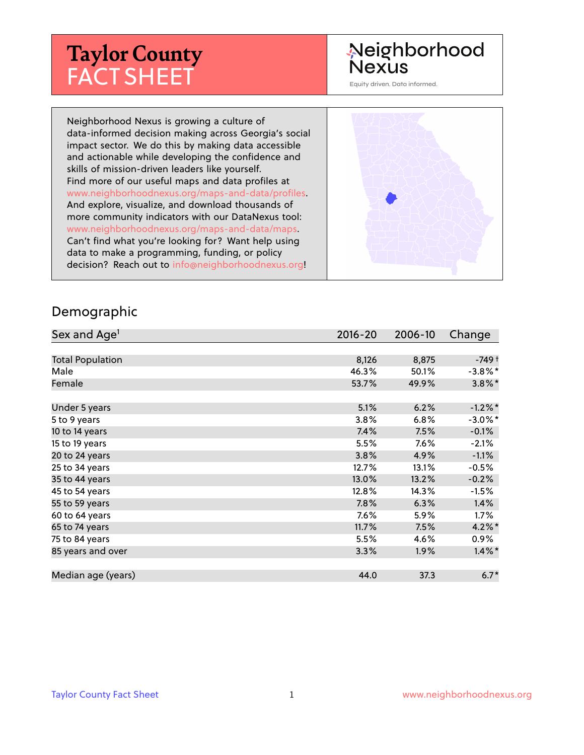# Taylor County FACT SHEET

Neighborhood Nexus

Equity driven. Data informed.

Neighborhood Nexus is growing a culture of data-informed decision making across Georgia's social impact sector. We do this by making data accessible and actionable while developing the confidence and skills of mission-driven leaders like yourself. Find more of our useful maps and data profiles at www.neighborhoodnexus.org/maps-and-data/profiles. And explore, visualize, and download thousands of more community indicators with our DataNexus tool: www.neighborhoodnexus.org/maps-and-data/maps. Can't find what you're looking for? Want help using data to make a programming, funding, or policy decision? Reach out to info@neighborhoodnexus.org!

## Demographic

| Sex and Age[1] | 2016-20 | 2006-10 | Change |
|---|---|---|---|
| Total Population | 8,126 | 8,875 | -749 † |
| Male | 46.3% | 50.1% | -3.8%* |
| Female | 53.7% | 49.9% | 3.8%* |
| | | | |
| Under 5 years | 5.1% | 6.2% | -1.2%* |
| 5 to 9 years | 3.8% | 6.8% | -3.0%* |
| 10 to 14 years | 7.4% | 7.5% | -0.1% |
| 15 to 19 years | 5.5% | 7.6% | -2.1% |
| 20 to 24 years | 3.8% | 4.9% | -1.1% |
| 25 to 34 years | 12.7% | 13.1% | -0.5% |
| 35 to 44 years | 13.0% | 13.2% | -0.2% |
| 45 to 54 years | 12.8% | 14.3% | -1.5% |
| 55 to 59 years | 7.8% | 6.3% | 1.4% |
| 60 to 64 years | 7.6% | 5.9% | 1.7% |
| 65 to 74 years | 11.7% | 7.5% | 4.2%* |
| 75 to 84 years | 5.5% | 4.6% | 0.9% |
| 85 years and over | 3.3% | 1.9% | 1.4%* |
| | | | |
| Median age (years) | 44.0 | 37.3 | 6.7* |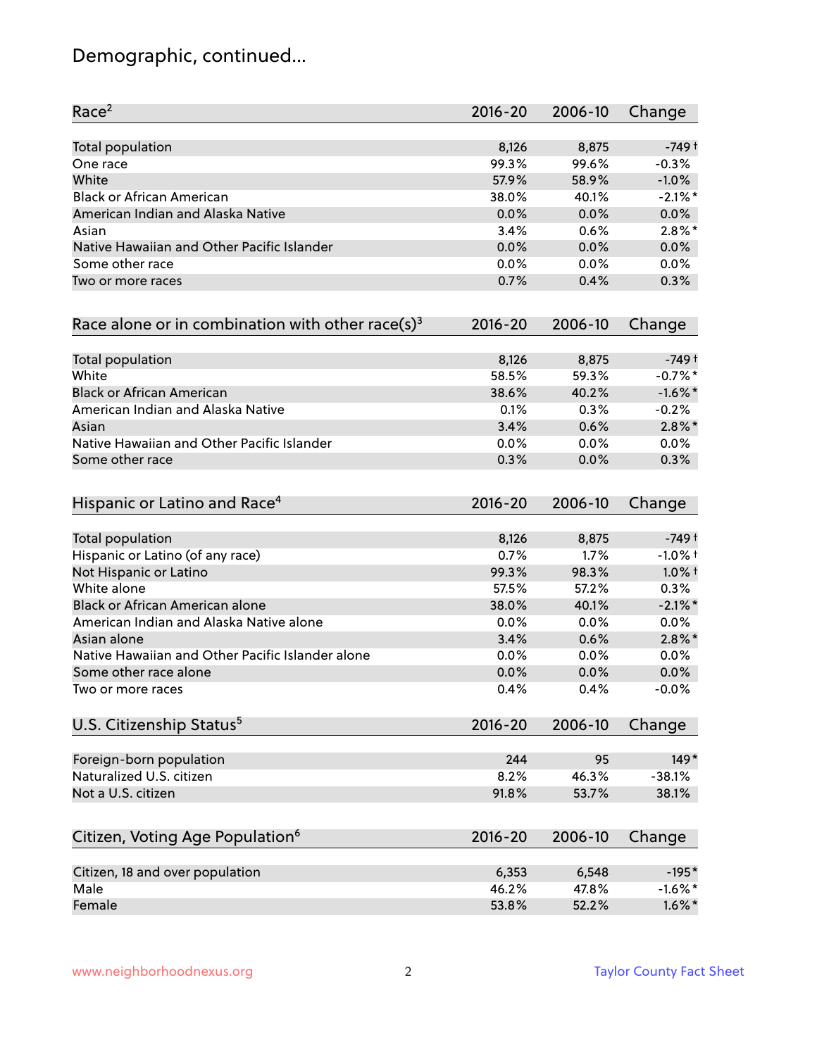## Demographic, continued...

| Race[2] | 2016-20 | 2006-10 | Change |
|---|---|---|---|
| Total population | 8,126 | 8,875 | -749 † |
| One race | 99.3% | 99.6% | -0.3% |
| White | 57.9% | 58.9% | -1.0% |
| Black or African American | 38.0% | 40.1% | -2.1% * |
| American Indian and Alaska Native | 0.0% | 0.0% | 0.0% |
| Asian | 3.4% | 0.6% | 2.8% * |
| Native Hawaiian and Other Pacific Islander | 0.0% | 0.0% | 0.0% |
| Some other race | 0.0% | 0.0% | 0.0% |
| Two or more races | 0.7% | 0.4% | 0.3% |

| Race alone or in combination with other race(s)[3] | 2016-20 | 2006-10 | Change |
|---|---|---|---|
| Total population | 8,126 | 8,875 | -749 † |
| White | 58.5% | 59.3% | -0.7% * |
| Black or African American | 38.6% | 40.2% | -1.6% * |
| American Indian and Alaska Native | 0.1% | 0.3% | -0.2% |
| Asian | 3.4% | 0.6% | 2.8% * |
| Native Hawaiian and Other Pacific Islander | 0.0% | 0.0% | 0.0% |
| Some other race | 0.3% | 0.0% | 0.3% |

| Hispanic or Latino and Race[4] | 2016-20 | 2006-10 | Change |
|---|---|---|---|
| Total population | 8,126 | 8,875 | -749 † |
| Hispanic or Latino (of any race) | 0.7% | 1.7% | -1.0% † |
| Not Hispanic or Latino | 99.3% | 98.3% | 1.0% † |
| White alone | 57.5% | 57.2% | 0.3% |
| Black or African American alone | 38.0% | 40.1% | -2.1% * |
| American Indian and Alaska Native alone | 0.0% | 0.0% | 0.0% |
| Asian alone | 3.4% | 0.6% | 2.8% * |
| Native Hawaiian and Other Pacific Islander alone | 0.0% | 0.0% | 0.0% |
| Some other race alone | 0.0% | 0.0% | 0.0% |
| Two or more races | 0.4% | 0.4% | -0.0% |

| U.S. Citizenship Status[5] | 2016-20 | 2006-10 | Change |
|---|---|---|---|
| Foreign-born population | 244 | 95 | 149 * |
| Naturalized U.S. citizen | 8.2% | 46.3% | -38.1% |
| Not a U.S. citizen | 91.8% | 53.7% | 38.1% |

| Citizen, Voting Age Population[6] | 2016-20 | 2006-10 | Change |
|---|---|---|---|
| Citizen, 18 and over population | 6,353 | 6,548 | -195 * |
| Male | 46.2% | 47.8% | -1.6% * |
| Female | 53.8% | 52.2% | 1.6% * |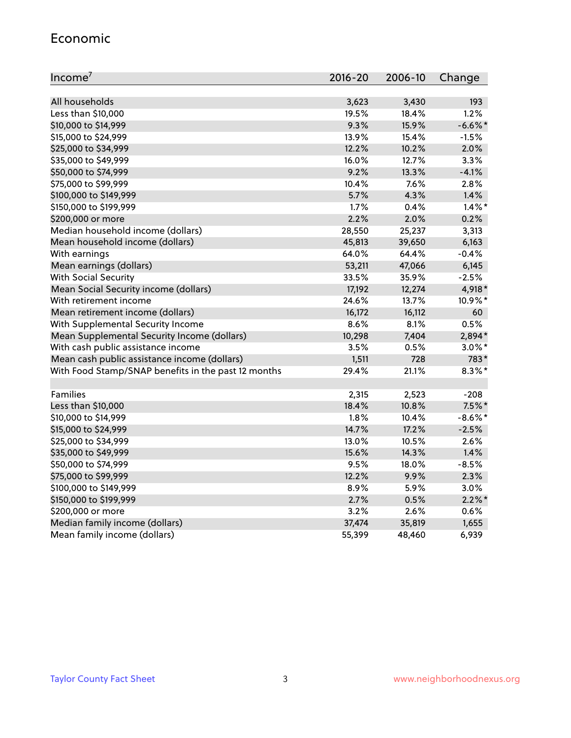## Economic

| Income[7] | 2016-20 | 2006-10 | Change |
|---|---|---|---|
| All households | 3,623 | 3,430 | 193 |
| Less than $10,000 | 19.5% | 18.4% | 1.2% |
| $10,000 to $14,999 | 9.3% | 15.9% | -6.6%* |
| $15,000 to $24,999 | 13.9% | 15.4% | -1.5% |
| $25,000 to $34,999 | 12.2% | 10.2% | 2.0% |
| $35,000 to $49,999 | 16.0% | 12.7% | 3.3% |
| $50,000 to $74,999 | 9.2% | 13.3% | -4.1% |
| $75,000 to $99,999 | 10.4% | 7.6% | 2.8% |
| $100,000 to $149,999 | 5.7% | 4.3% | 1.4% |
| $150,000 to $199,999 | 1.7% | 0.4% | 1.4%* |
| $200,000 or more | 2.2% | 2.0% | 0.2% |
| Median household income (dollars) | 28,550 | 25,237 | 3,313 |
| Mean household income (dollars) | 45,813 | 39,650 | 6,163 |
| With earnings | 64.0% | 64.4% | -0.4% |
| Mean earnings (dollars) | 53,211 | 47,066 | 6,145 |
| With Social Security | 33.5% | 35.9% | -2.5% |
| Mean Social Security income (dollars) | 17,192 | 12,274 | 4,918* |
| With retirement income | 24.6% | 13.7% | 10.9%* |
| Mean retirement income (dollars) | 16,172 | 16,112 | 60 |
| With Supplemental Security Income | 8.6% | 8.1% | 0.5% |
| Mean Supplemental Security Income (dollars) | 10,298 | 7,404 | 2,894* |
| With cash public assistance income | 3.5% | 0.5% | 3.0%* |
| Mean cash public assistance income (dollars) | 1,511 | 728 | 783* |
| With Food Stamp/SNAP benefits in the past 12 months | 29.4% | 21.1% | 8.3%* |
| | | | |
| Families | 2,315 | 2,523 | -208 |
| Less than $10,000 | 18.4% | 10.8% | 7.5%* |
| $10,000 to $14,999 | 1.8% | 10.4% | -8.6%* |
| $15,000 to $24,999 | 14.7% | 17.2% | -2.5% |
| $25,000 to $34,999 | 13.0% | 10.5% | 2.6% |
| $35,000 to $49,999 | 15.6% | 14.3% | 1.4% |
| $50,000 to $74,999 | 9.5% | 18.0% | -8.5% |
| $75,000 to $99,999 | 12.2% | 9.9% | 2.3% |
| $100,000 to $149,999 | 8.9% | 5.9% | 3.0% |
| $150,000 to $199,999 | 2.7% | 0.5% | 2.2%* |
| $200,000 or more | 3.2% | 2.6% | 0.6% |
| Median family income (dollars) | 37,474 | 35,819 | 1,655 |
| Mean family income (dollars) | 55,399 | 48,460 | 6,939 |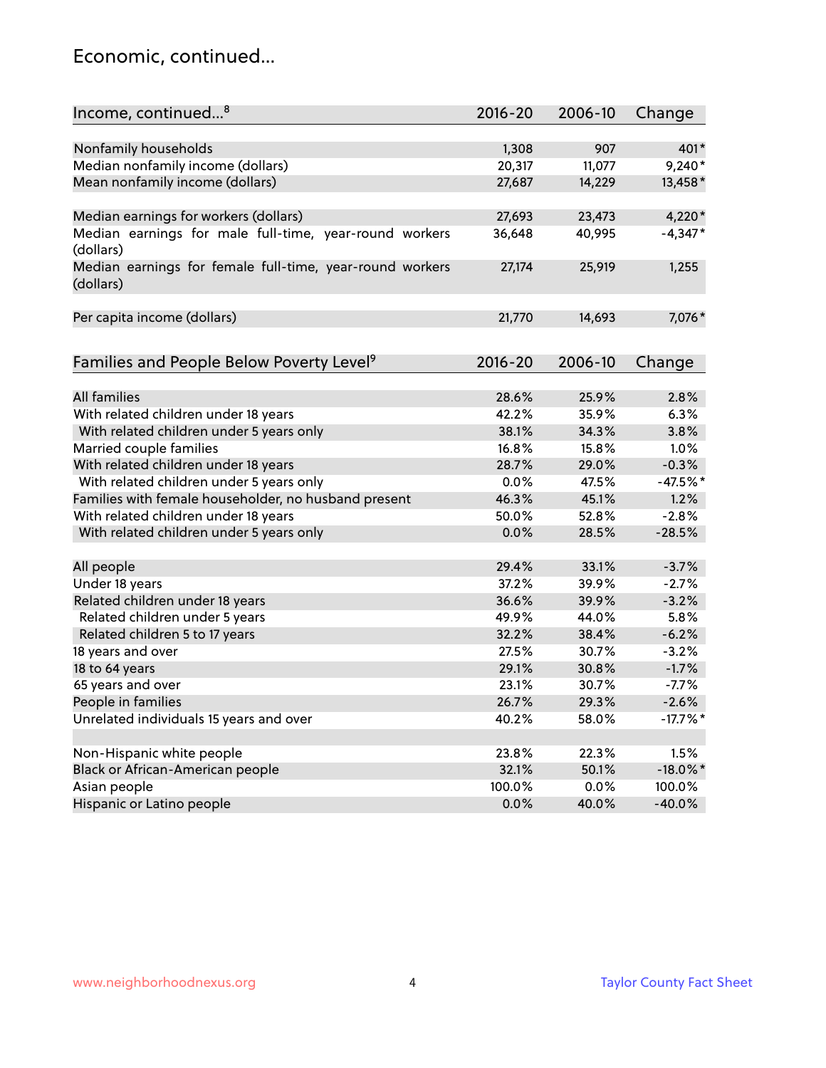## Economic, continued...

| Income, continued...[8] | 2016-20 | 2006-10 | Change |
|---|---|---|---|
| Nonfamily households | 1,308 | 907 | 401* |
| Median nonfamily income (dollars) | 20,317 | 11,077 | 9,240* |
| Mean nonfamily income (dollars) | 27,687 | 14,229 | 13,458* |
| Median earnings for workers (dollars) | 27,693 | 23,473 | 4,220* |
| Median earnings for male full-time, year-round workers (dollars) | 36,648 | 40,995 | -4,347* |
| Median earnings for female full-time, year-round workers (dollars) | 27,174 | 25,919 | 1,255 |
| Per capita income (dollars) | 21,770 | 14,693 | 7,076* |

| Families and People Below Poverty Level[9] | 2016-20 | 2006-10 | Change |
|---|---|---|---|
| All families | 28.6% | 25.9% | 2.8% |
| With related children under 18 years | 42.2% | 35.9% | 6.3% |
| With related children under 5 years only | 38.1% | 34.3% | 3.8% |
| Married couple families | 16.8% | 15.8% | 1.0% |
| With related children under 18 years | 28.7% | 29.0% | -0.3% |
| With related children under 5 years only | 0.0% | 47.5% | -47.5%* |
| Families with female householder, no husband present | 46.3% | 45.1% | 1.2% |
| With related children under 18 years | 50.0% | 52.8% | -2.8% |
| With related children under 5 years only | 0.0% | 28.5% | -28.5% |
| All people | 29.4% | 33.1% | -3.7% |
| Under 18 years | 37.2% | 39.9% | -2.7% |
| Related children under 18 years | 36.6% | 39.9% | -3.2% |
| Related children under 5 years | 49.9% | 44.0% | 5.8% |
| Related children 5 to 17 years | 32.2% | 38.4% | -6.2% |
| 18 years and over | 27.5% | 30.7% | -3.2% |
| 18 to 64 years | 29.1% | 30.8% | -1.7% |
| 65 years and over | 23.1% | 30.7% | -7.7% |
| People in families | 26.7% | 29.3% | -2.6% |
| Unrelated individuals 15 years and over | 40.2% | 58.0% | -17.7%* |
| Non-Hispanic white people | 23.8% | 22.3% | 1.5% |
| Black or African-American people | 32.1% | 50.1% | -18.0%* |
| Asian people | 100.0% | 0.0% | 100.0% |
| Hispanic or Latino people | 0.0% | 40.0% | -40.0% |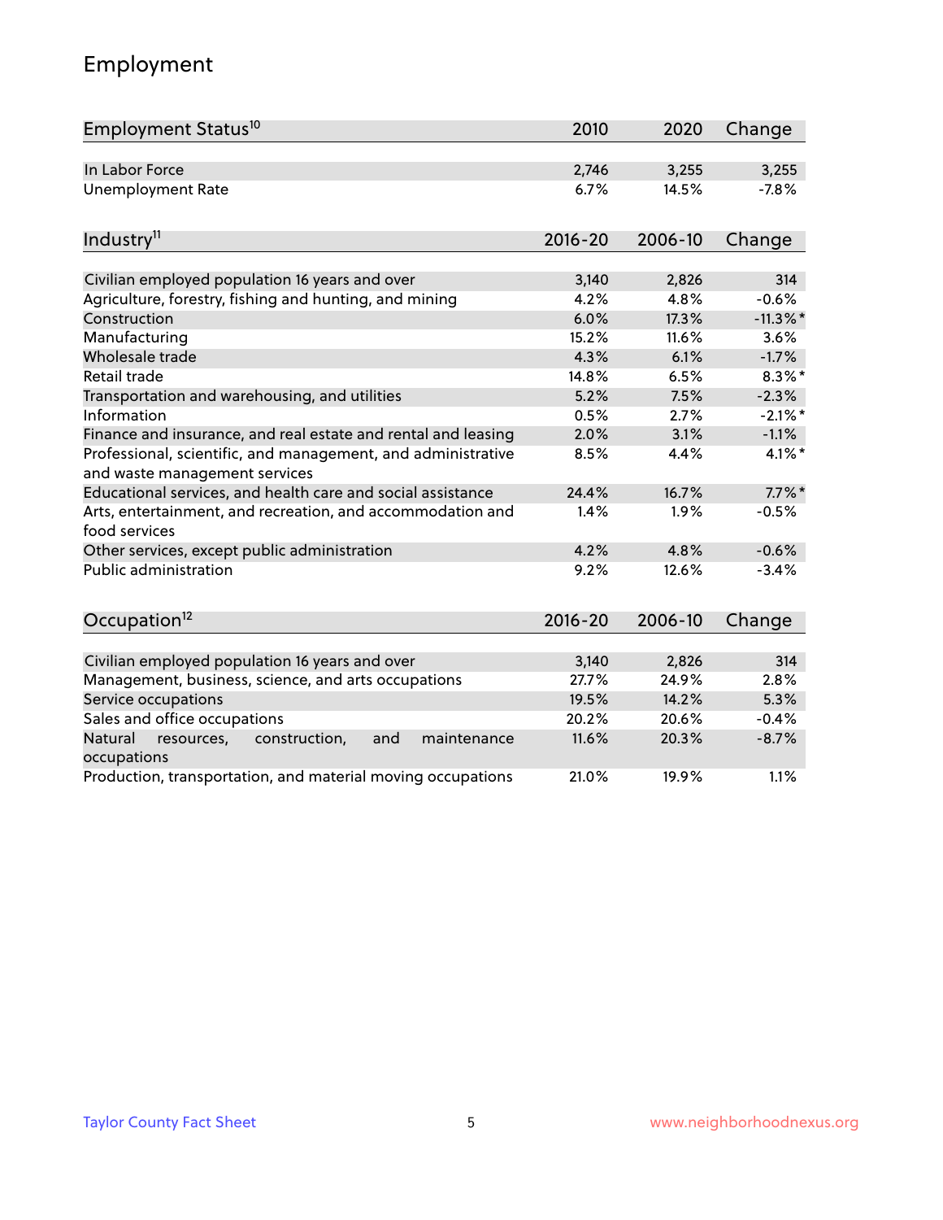## Employment

| Employment Status[10] | 2010 | 2020 | Change |
|---|---|---|---|
| In Labor Force | 2,746 | 3,255 | 3,255 |
| Unemployment Rate | 6.7% | 14.5% | -7.8% |

| Industry[11] | 2016-20 | 2006-10 | Change |
|---|---|---|---|
| Civilian employed population 16 years and over | 3,140 | 2,826 | 314 |
| Agriculture, forestry, fishing and hunting, and mining | 4.2% | 4.8% | -0.6% |
| Construction | 6.0% | 17.3% | -11.3%* |
| Manufacturing | 15.2% | 11.6% | 3.6% |
| Wholesale trade | 4.3% | 6.1% | -1.7% |
| Retail trade | 14.8% | 6.5% | 8.3%* |
| Transportation and warehousing, and utilities | 5.2% | 7.5% | -2.3% |
| Information | 0.5% | 2.7% | -2.1%* |
| Finance and insurance, and real estate and rental and leasing | 2.0% | 3.1% | -1.1% |
| Professional, scientific, and management, and administrative and waste management services | 8.5% | 4.4% | 4.1%* |
| Educational services, and health care and social assistance | 24.4% | 16.7% | 7.7%* |
| Arts, entertainment, and recreation, and accommodation and food services | 1.4% | 1.9% | -0.5% |
| Other services, except public administration | 4.2% | 4.8% | -0.6% |
| Public administration | 9.2% | 12.6% | -3.4% |

| Occupation[12] | 2016-20 | 2006-10 | Change |
|---|---|---|---|
| Civilian employed population 16 years and over | 3,140 | 2,826 | 314 |
| Management, business, science, and arts occupations | 27.7% | 24.9% | 2.8% |
| Service occupations | 19.5% | 14.2% | 5.3% |
| Sales and office occupations | 20.2% | 20.6% | -0.4% |
| Natural resources, construction, and maintenance occupations | 11.6% | 20.3% | -8.7% |
| Production, transportation, and material moving occupations | 21.0% | 19.9% | 1.1% |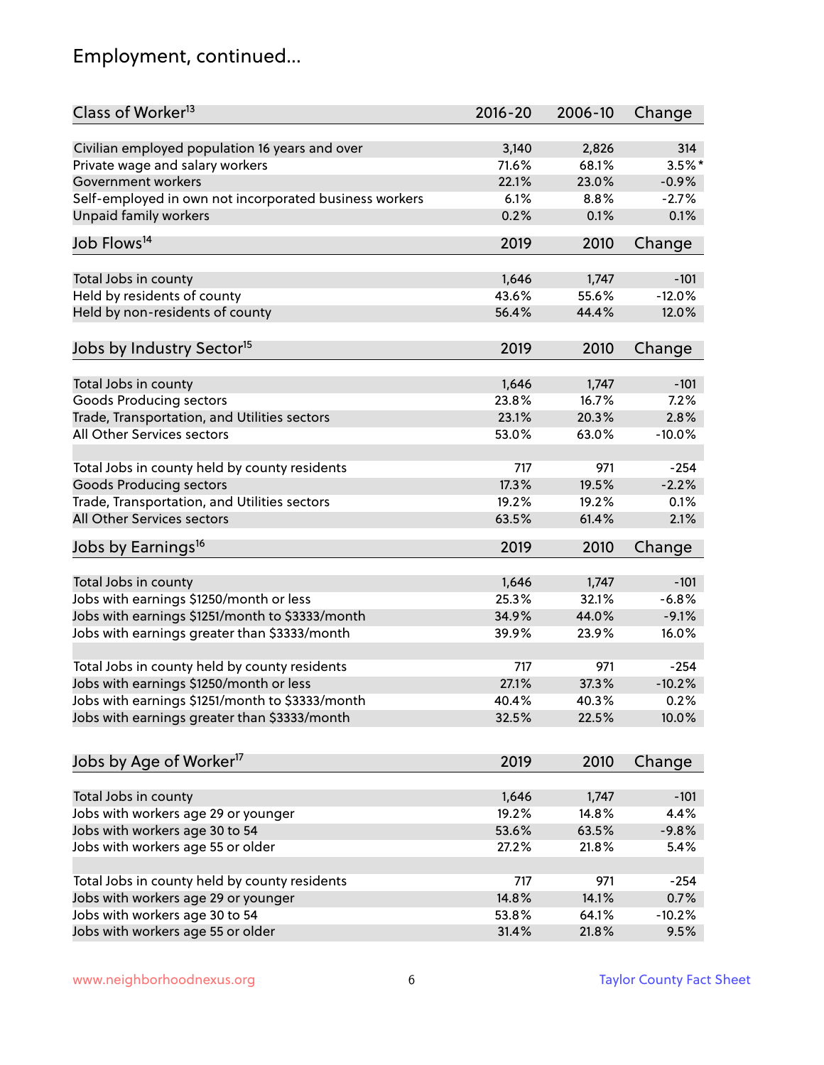# Employment, continued...

| Class of Worker[13] | 2016-20 | 2006-10 | Change |
|---|---|---|---|
| Civilian employed population 16 years and over | 3,140 | 2,826 | 314 |
| Private wage and salary workers | 71.6% | 68.1% | 3.5%* |
| Government workers | 22.1% | 23.0% | -0.9% |
| Self-employed in own not incorporated business workers | 6.1% | 8.8% | -2.7% |
| Unpaid family workers | 0.2% | 0.1% | 0.1% |

| Job Flows[14] | 2019 | 2010 | Change |
|---|---|---|---|
| Total Jobs in county | 1,646 | 1,747 | -101 |
| Held by residents of county | 43.6% | 55.6% | -12.0% |
| Held by non-residents of county | 56.4% | 44.4% | 12.0% |

| Jobs by Industry Sector[15] | 2019 | 2010 | Change |
|---|---|---|---|
| Total Jobs in county | 1,646 | 1,747 | -101 |
| Goods Producing sectors | 23.8% | 16.7% | 7.2% |
| Trade, Transportation, and Utilities sectors | 23.1% | 20.3% | 2.8% |
| All Other Services sectors | 53.0% | 63.0% | -10.0% |
| | | | |
| Total Jobs in county held by county residents | 717 | 971 | -254 |
| Goods Producing sectors | 17.3% | 19.5% | -2.2% |
| Trade, Transportation, and Utilities sectors | 19.2% | 19.2% | 0.1% |
| All Other Services sectors | 63.5% | 61.4% | 2.1% |

| Jobs by Earnings[16] | 2019 | 2010 | Change |
|---|---|---|---|
| Total Jobs in county | 1,646 | 1,747 | -101 |
| Jobs with earnings $1250/month or less | 25.3% | 32.1% | -6.8% |
| Jobs with earnings $1251/month to $3333/month | 34.9% | 44.0% | -9.1% |
| Jobs with earnings greater than $3333/month | 39.9% | 23.9% | 16.0% |
| | | | |
| Total Jobs in county held by county residents | 717 | 971 | -254 |
| Jobs with earnings $1250/month or less | 27.1% | 37.3% | -10.2% |
| Jobs with earnings $1251/month to $3333/month | 40.4% | 40.3% | 0.2% |
| Jobs with earnings greater than $3333/month | 32.5% | 22.5% | 10.0% |

| Jobs by Age of Worker[17] | 2019 | 2010 | Change |
|---|---|---|---|
| Total Jobs in county | 1,646 | 1,747 | -101 |
| Jobs with workers age 29 or younger | 19.2% | 14.8% | 4.4% |
| Jobs with workers age 30 to 54 | 53.6% | 63.5% | -9.8% |
| Jobs with workers age 55 or older | 27.2% | 21.8% | 5.4% |
| | | | |
| Total Jobs in county held by county residents | 717 | 971 | -254 |
| Jobs with workers age 29 or younger | 14.8% | 14.1% | 0.7% |
| Jobs with workers age 30 to 54 | 53.8% | 64.1% | -10.2% |
| Jobs with workers age 55 or older | 31.4% | 21.8% | 9.5% |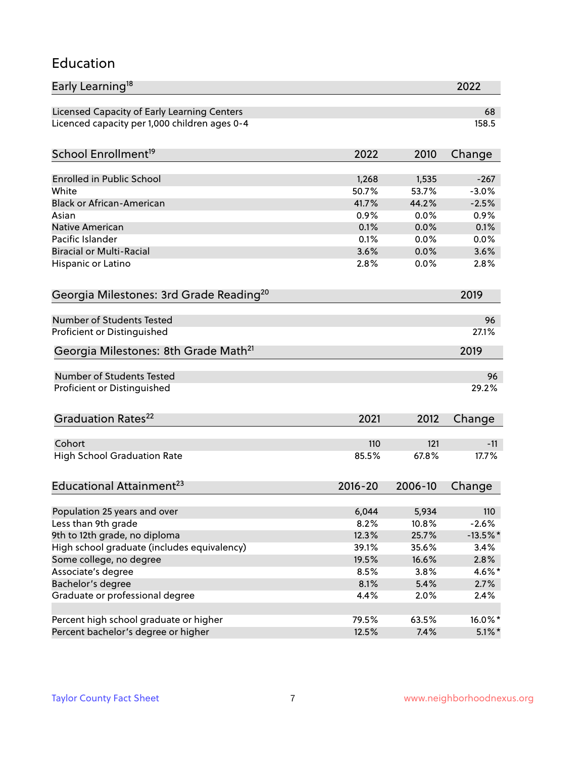## Education

| Early Learning[18] | 2022 |
|---|---|
| Licensed Capacity of Early Learning Centers | 68 |
| Licenced capacity per 1,000 children ages 0-4 | 158.5 |

| School Enrollment[19] | 2022 | 2010 | Change |
|---|---|---|---|
| Enrolled in Public School | 1,268 | 1,535 | -267 |
| White | 50.7% | 53.7% | -3.0% |
| Black or African-American | 41.7% | 44.2% | -2.5% |
| Asian | 0.9% | 0.0% | 0.9% |
| Native American | 0.1% | 0.0% | 0.1% |
| Pacific Islander | 0.1% | 0.0% | 0.0% |
| Biracial or Multi-Racial | 3.6% | 0.0% | 3.6% |
| Hispanic or Latino | 2.8% | 0.0% | 2.8% |

| Georgia Milestones: 3rd Grade Reading[20] | 2019 |
|---|---|
| Number of Students Tested | 96 |
| Proficient or Distinguished | 27.1% |

| Georgia Milestones: 8th Grade Math[21] | 2019 |
|---|---|
| Number of Students Tested | 96 |
| Proficient or Distinguished | 29.2% |

| Graduation Rates[22] | 2021 | 2012 | Change |
|---|---|---|---|
| Cohort | 110 | 121 | -11 |
| High School Graduation Rate | 85.5% | 67.8% | 17.7% |

| Educational Attainment[23] | 2016-20 | 2006-10 | Change |
|---|---|---|---|
| Population 25 years and over | 6,044 | 5,934 | 110 |
| Less than 9th grade | 8.2% | 10.8% | -2.6% |
| 9th to 12th grade, no diploma | 12.3% | 25.7% | -13.5%* |
| High school graduate (includes equivalency) | 39.1% | 35.6% | 3.4% |
| Some college, no degree | 19.5% | 16.6% | 2.8% |
| Associate's degree | 8.5% | 3.8% | 4.6%* |
| Bachelor's degree | 8.1% | 5.4% | 2.7% |
| Graduate or professional degree | 4.4% | 2.0% | 2.4% |
| | | | |
| Percent high school graduate or higher | 79.5% | 63.5% | 16.0%* |
| Percent bachelor's degree or higher | 12.5% | 7.4% | 5.1%* |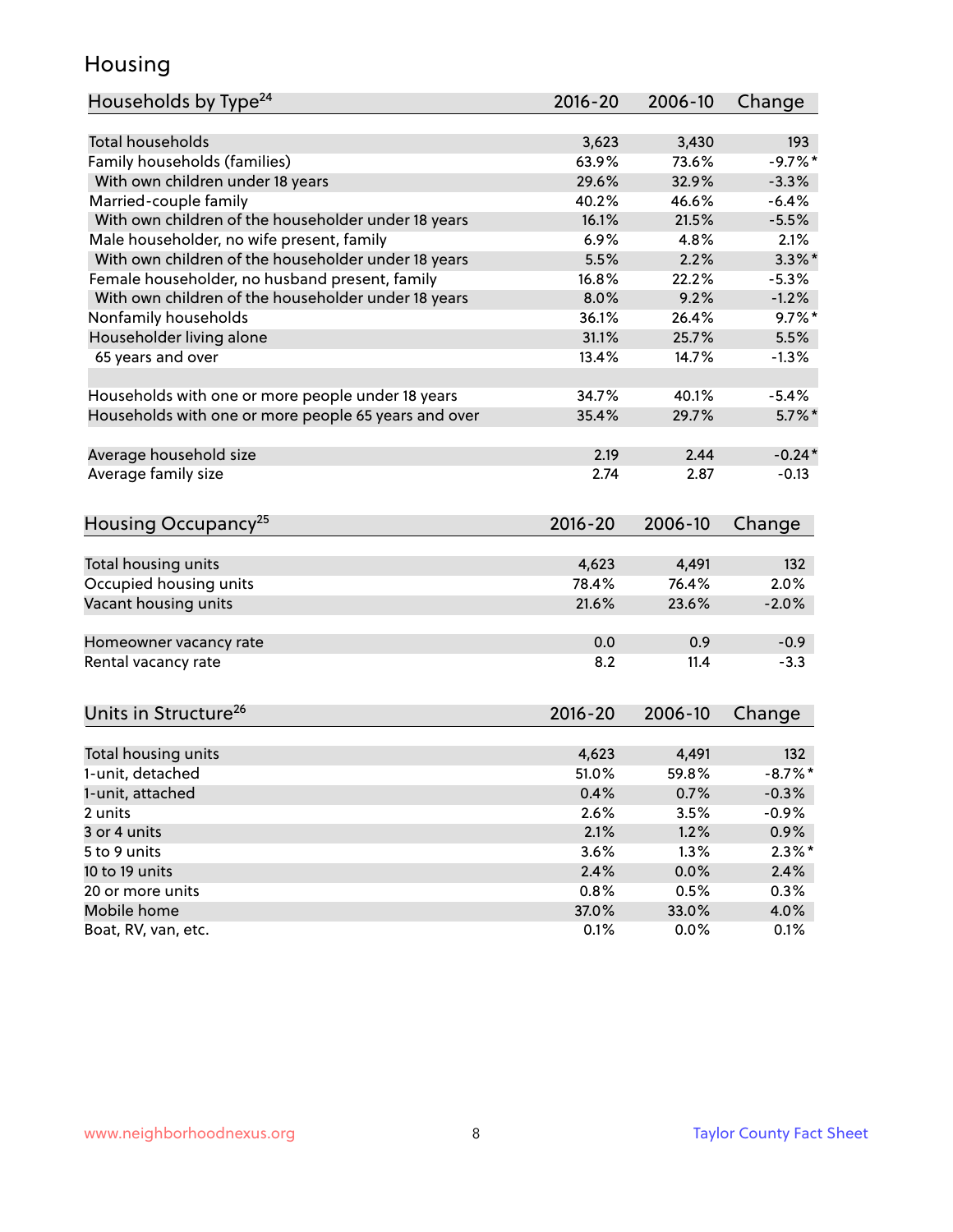# Housing

| Households by Type[24] | 2016-20 | 2006-10 | Change |
|---|---|---|---|
| Total households | 3,623 | 3,430 | 193 |
| Family households (families) | 63.9% | 73.6% | -9.7%* |
| With own children under 18 years | 29.6% | 32.9% | -3.3% |
| Married-couple family | 40.2% | 46.6% | -6.4% |
| With own children of the householder under 18 years | 16.1% | 21.5% | -5.5% |
| Male householder, no wife present, family | 6.9% | 4.8% | 2.1% |
| With own children of the householder under 18 years | 5.5% | 2.2% | 3.3%* |
| Female householder, no husband present, family | 16.8% | 22.2% | -5.3% |
| With own children of the householder under 18 years | 8.0% | 9.2% | -1.2% |
| Nonfamily households | 36.1% | 26.4% | 9.7%* |
| Householder living alone | 31.1% | 25.7% | 5.5% |
| 65 years and over | 13.4% | 14.7% | -1.3% |
| | | | |
| Households with one or more people under 18 years | 34.7% | 40.1% | -5.4% |
| Households with one or more people 65 years and over | 35.4% | 29.7% | 5.7%* |
| | | | |
| Average household size | 2.19 | 2.44 | -0.24* |
| Average family size | 2.74 | 2.87 | -0.13 |

| Housing Occupancy[25] | 2016-20 | 2006-10 | Change |
|---|---|---|---|
| Total housing units | 4,623 | 4,491 | 132 |
| Occupied housing units | 78.4% | 76.4% | 2.0% |
| Vacant housing units | 21.6% | 23.6% | -2.0% |
| | | | |
| Homeowner vacancy rate | 0.0 | 0.9 | -0.9 |
| Rental vacancy rate | 8.2 | 11.4 | -3.3 |

| Units in Structure[26] | 2016-20 | 2006-10 | Change |
|---|---|---|---|
| Total housing units | 4,623 | 4,491 | 132 |
| 1-unit, detached | 51.0% | 59.8% | -8.7%* |
| 1-unit, attached | 0.4% | 0.7% | -0.3% |
| 2 units | 2.6% | 3.5% | -0.9% |
| 3 or 4 units | 2.1% | 1.2% | 0.9% |
| 5 to 9 units | 3.6% | 1.3% | 2.3%* |
| 10 to 19 units | 2.4% | 0.0% | 2.4% |
| 20 or more units | 0.8% | 0.5% | 0.3% |
| Mobile home | 37.0% | 33.0% | 4.0% |
| Boat, RV, van, etc. | 0.1% | 0.0% | 0.1% |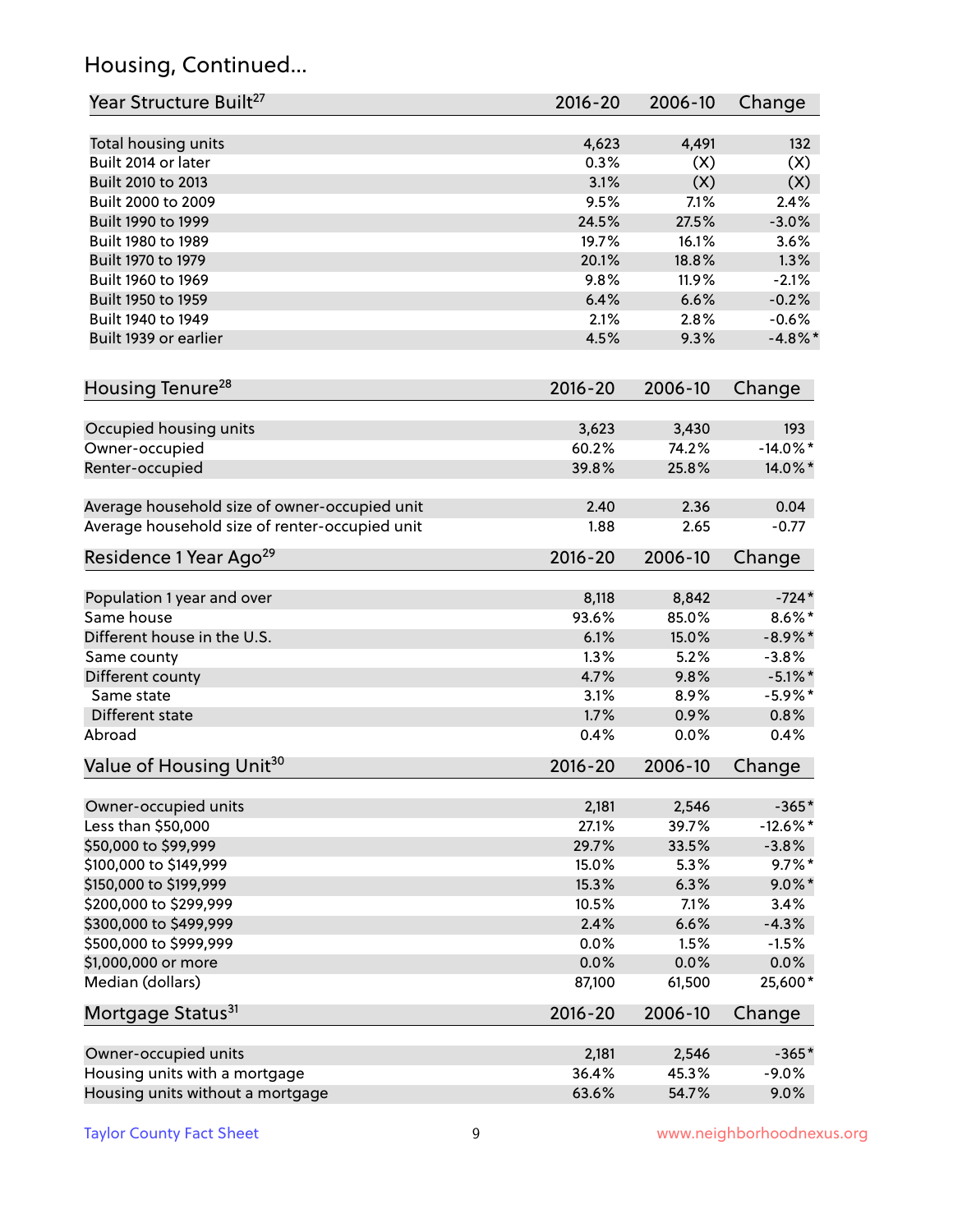## Housing, Continued...

| Year Structure Built[27] | 2016-20 | 2006-10 | Change |
|---|---|---|---|
| Total housing units | 4,623 | 4,491 | 132 |
| Built 2014 or later | 0.3% | (X) | (X) |
| Built 2010 to 2013 | 3.1% | (X) | (X) |
| Built 2000 to 2009 | 9.5% | 7.1% | 2.4% |
| Built 1990 to 1999 | 24.5% | 27.5% | -3.0% |
| Built 1980 to 1989 | 19.7% | 16.1% | 3.6% |
| Built 1970 to 1979 | 20.1% | 18.8% | 1.3% |
| Built 1960 to 1969 | 9.8% | 11.9% | -2.1% |
| Built 1950 to 1959 | 6.4% | 6.6% | -0.2% |
| Built 1940 to 1949 | 2.1% | 2.8% | -0.6% |
| Built 1939 or earlier | 4.5% | 9.3% | -4.8%* |

| Housing Tenure[28] | 2016-20 | 2006-10 | Change |
|---|---|---|---|
| Occupied housing units | 3,623 | 3,430 | 193 |
| Owner-occupied | 60.2% | 74.2% | -14.0%* |
| Renter-occupied | 39.8% | 25.8% | 14.0%* |
| Average household size of owner-occupied unit | 2.40 | 2.36 | 0.04 |
| Average household size of renter-occupied unit | 1.88 | 2.65 | -0.77 |

| Residence 1 Year Ago[29] | 2016-20 | 2006-10 | Change |
|---|---|---|---|
| Population 1 year and over | 8,118 | 8,842 | -724* |
| Same house | 93.6% | 85.0% | 8.6%* |
| Different house in the U.S. | 6.1% | 15.0% | -8.9%* |
| Same county | 1.3% | 5.2% | -3.8% |
| Different county | 4.7% | 9.8% | -5.1%* |
| Same state | 3.1% | 8.9% | -5.9%* |
| Different state | 1.7% | 0.9% | 0.8% |
| Abroad | 0.4% | 0.0% | 0.4% |

| Value of Housing Unit[30] | 2016-20 | 2006-10 | Change |
|---|---|---|---|
| Owner-occupied units | 2,181 | 2,546 | -365* |
| Less than $50,000 | 27.1% | 39.7% | -12.6%* |
| $50,000 to $99,999 | 29.7% | 33.5% | -3.8% |
| $100,000 to $149,999 | 15.0% | 5.3% | 9.7%* |
| $150,000 to $199,999 | 15.3% | 6.3% | 9.0%* |
| $200,000 to $299,999 | 10.5% | 7.1% | 3.4% |
| $300,000 to $499,999 | 2.4% | 6.6% | -4.3% |
| $500,000 to $999,999 | 0.0% | 1.5% | -1.5% |
| $1,000,000 or more | 0.0% | 0.0% | 0.0% |
| Median (dollars) | 87,100 | 61,500 | 25,600* |

| Mortgage Status[31] | 2016-20 | 2006-10 | Change |
|---|---|---|---|
| Owner-occupied units | 2,181 | 2,546 | -365* |
| Housing units with a mortgage | 36.4% | 45.3% | -9.0% |
| Housing units without a mortgage | 63.6% | 54.7% | 9.0% |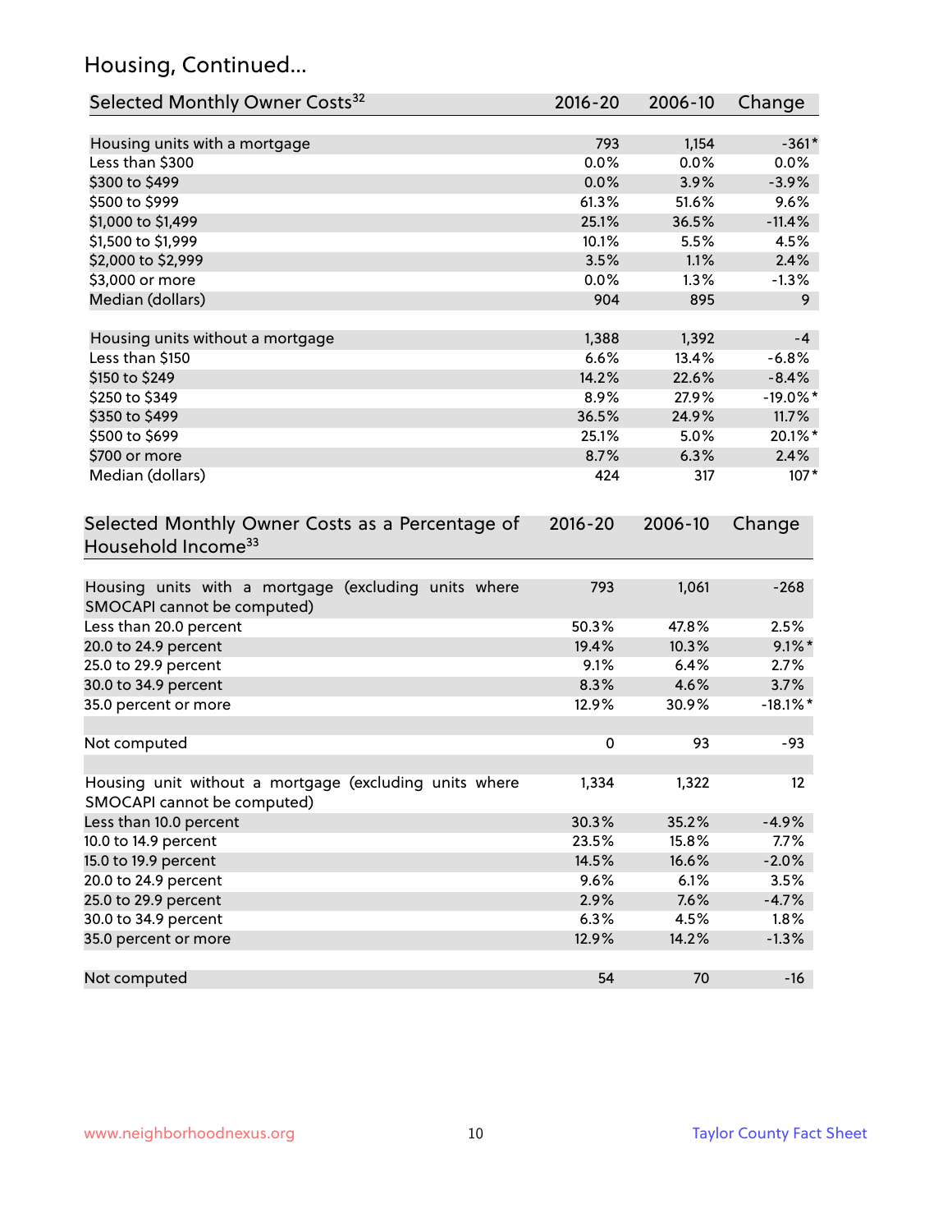## Housing, Continued...

| Selected Monthly Owner Costs[32] | 2016-20 | 2006-10 | Change |
|---|---|---|---|
| Housing units with a mortgage | 793 | 1,154 | -361* |
| Less than $300 | 0.0% | 0.0% | 0.0% |
| $300 to $499 | 0.0% | 3.9% | -3.9% |
| $500 to $999 | 61.3% | 51.6% | 9.6% |
| $1,000 to $1,499 | 25.1% | 36.5% | -11.4% |
| $1,500 to $1,999 | 10.1% | 5.5% | 4.5% |
| $2,000 to $2,999 | 3.5% | 1.1% | 2.4% |
| $3,000 or more | 0.0% | 1.3% | -1.3% |
| Median (dollars) | 904 | 895 | 9 |
| | | | |
| Housing units without a mortgage | 1,388 | 1,392 | -4 |
| Less than $150 | 6.6% | 13.4% | -6.8% |
| $150 to $249 | 14.2% | 22.6% | -8.4% |
| $250 to $349 | 8.9% | 27.9% | -19.0%* |
| $350 to $499 | 36.5% | 24.9% | 11.7% |
| $500 to $699 | 25.1% | 5.0% | 20.1%* |
| $700 or more | 8.7% | 6.3% | 2.4% |
| Median (dollars) | 424 | 317 | 107* |

| Selected Monthly Owner Costs as a Percentage of Household Income[33] | 2016-20 | 2006-10 | Change |
|---|---|---|---|
| Housing units with a mortgage (excluding units where SMOCAPI cannot be computed) | 793 | 1,061 | -268 |
| Less than 20.0 percent | 50.3% | 47.8% | 2.5% |
| 20.0 to 24.9 percent | 19.4% | 10.3% | 9.1%* |
| 25.0 to 29.9 percent | 9.1% | 6.4% | 2.7% |
| 30.0 to 34.9 percent | 8.3% | 4.6% | 3.7% |
| 35.0 percent or more | 12.9% | 30.9% | -18.1%* |
| | | | |
| Not computed | 0 | 93 | -93 |
| | | | |
| Housing unit without a mortgage (excluding units where SMOCAPI cannot be computed) | 1,334 | 1,322 | 12 |
| Less than 10.0 percent | 30.3% | 35.2% | -4.9% |
| 10.0 to 14.9 percent | 23.5% | 15.8% | 7.7% |
| 15.0 to 19.9 percent | 14.5% | 16.6% | -2.0% |
| 20.0 to 24.9 percent | 9.6% | 6.1% | 3.5% |
| 25.0 to 29.9 percent | 2.9% | 7.6% | -4.7% |
| 30.0 to 34.9 percent | 6.3% | 4.5% | 1.8% |
| 35.0 percent or more | 12.9% | 14.2% | -1.3% |
| | | | |
| Not computed | 54 | 70 | -16 |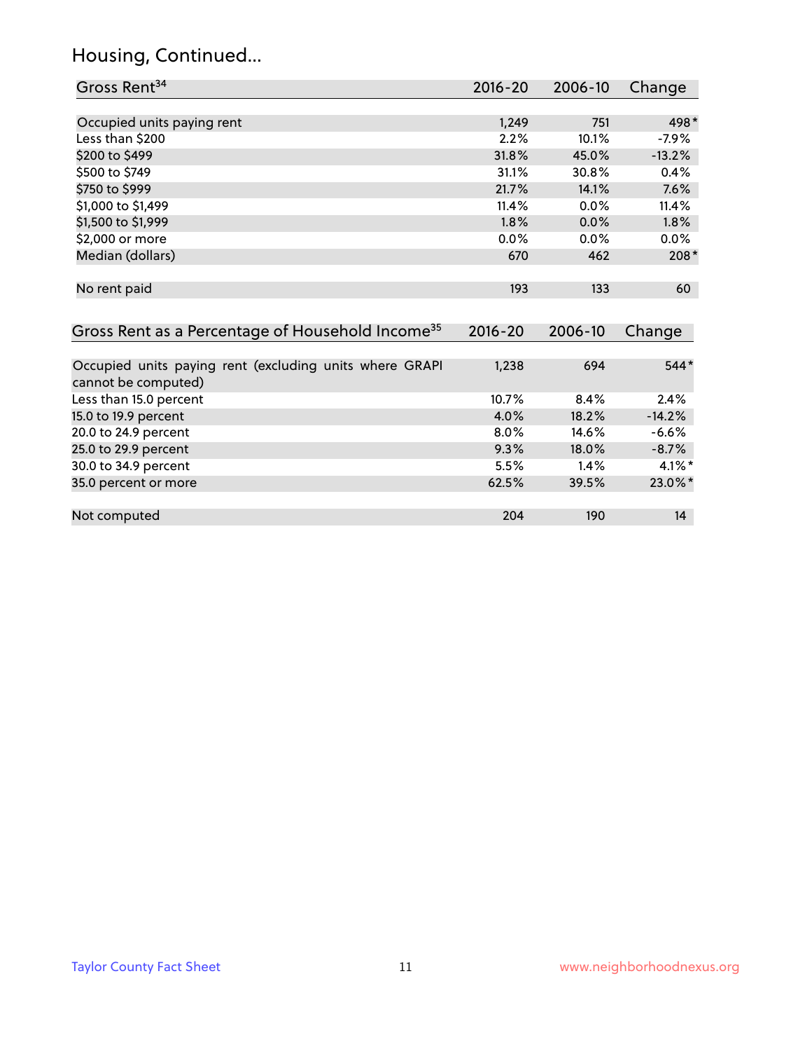## Housing, Continued...

| Gross Rent[34] | 2016-20 | 2006-10 | Change |
|---|---|---|---|
| Occupied units paying rent | 1,249 | 751 | 498* |
| Less than $200 | 2.2% | 10.1% | -7.9% |
| $200 to $499 | 31.8% | 45.0% | -13.2% |
| $500 to $749 | 31.1% | 30.8% | 0.4% |
| $750 to $999 | 21.7% | 14.1% | 7.6% |
| $1,000 to $1,499 | 11.4% | 0.0% | 11.4% |
| $1,500 to $1,999 | 1.8% | 0.0% | 1.8% |
| $2,000 or more | 0.0% | 0.0% | 0.0% |
| Median (dollars) | 670 | 462 | 208* |
| No rent paid | 193 | 133 | 60 |

| Gross Rent as a Percentage of Household Income[35] | 2016-20 | 2006-10 | Change |
|---|---|---|---|
| Occupied units paying rent (excluding units where GRAPI cannot be computed) | 1,238 | 694 | 544* |
| Less than 15.0 percent | 10.7% | 8.4% | 2.4% |
| 15.0 to 19.9 percent | 4.0% | 18.2% | -14.2% |
| 20.0 to 24.9 percent | 8.0% | 14.6% | -6.6% |
| 25.0 to 29.9 percent | 9.3% | 18.0% | -8.7% |
| 30.0 to 34.9 percent | 5.5% | 1.4% | 4.1%* |
| 35.0 percent or more | 62.5% | 39.5% | 23.0%* |
| Not computed | 204 | 190 | 14 |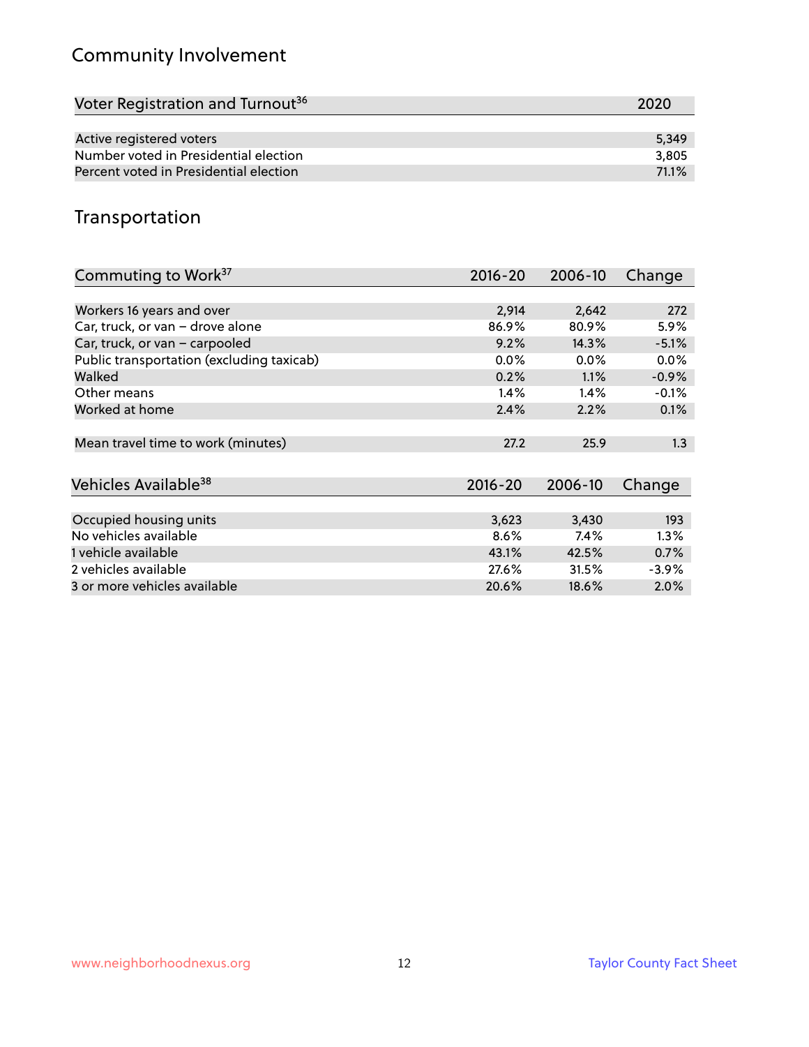## Community Involvement

| Voter Registration and Turnout[36] | 2020 |
|---|---|
| Active registered voters | 5,349 |
| Number voted in Presidential election | 3,805 |
| Percent voted in Presidential election | 71.1% |

## Transportation

| Commuting to Work[37] | 2016-20 | 2006-10 | Change |
|---|---|---|---|
| Workers 16 years and over | 2,914 | 2,642 | 272 |
| Car, truck, or van – drove alone | 86.9% | 80.9% | 5.9% |
| Car, truck, or van – carpooled | 9.2% | 14.3% | -5.1% |
| Public transportation (excluding taxicab) | 0.0% | 0.0% | 0.0% |
| Walked | 0.2% | 1.1% | -0.9% |
| Other means | 1.4% | 1.4% | -0.1% |
| Worked at home | 2.4% | 2.2% | 0.1% |
| Mean travel time to work (minutes) | 27.2 | 25.9 | 1.3 |

| Vehicles Available[38] | 2016-20 | 2006-10 | Change |
|---|---|---|---|
| Occupied housing units | 3,623 | 3,430 | 193 |
| No vehicles available | 8.6% | 7.4% | 1.3% |
| 1 vehicle available | 43.1% | 42.5% | 0.7% |
| 2 vehicles available | 27.6% | 31.5% | -3.9% |
| 3 or more vehicles available | 20.6% | 18.6% | 2.0% |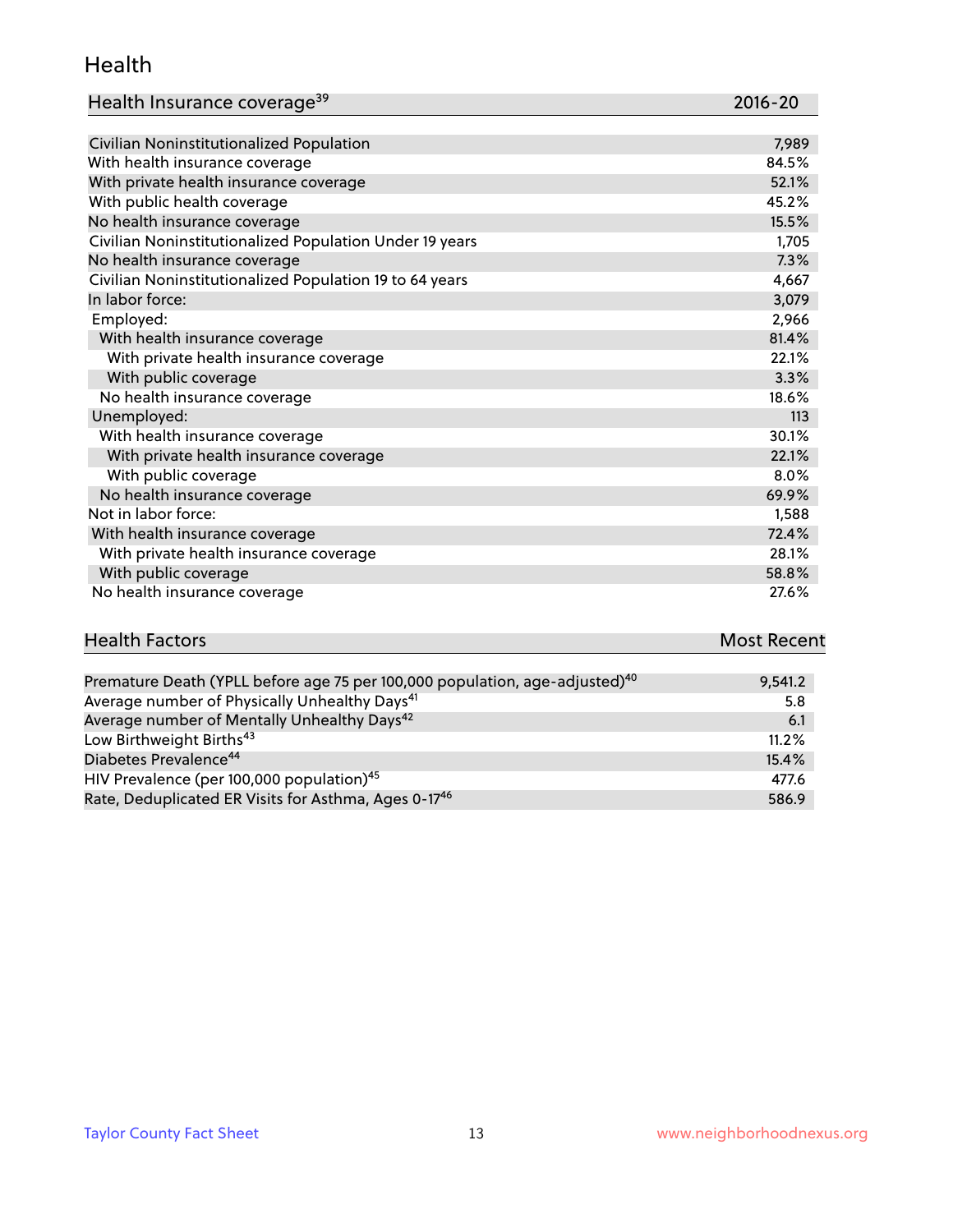## Health

| Health Insurance coverage[39] | 2016-20 |
| --- | --- |
| Civilian Noninstitutionalized Population | 7,989 |
| With health insurance coverage | 84.5% |
| With private health insurance coverage | 52.1% |
| With public health coverage | 45.2% |
| No health insurance coverage | 15.5% |
| Civilian Noninstitutionalized Population Under 19 years | 1,705 |
| No health insurance coverage | 7.3% |
| Civilian Noninstitutionalized Population 19 to 64 years | 4,667 |
| In labor force: | 3,079 |
| Employed: | 2,966 |
| With health insurance coverage | 81.4% |
| With private health insurance coverage | 22.1% |
| With public coverage | 3.3% |
| No health insurance coverage | 18.6% |
| Unemployed: | 113 |
| With health insurance coverage | 30.1% |
| With private health insurance coverage | 22.1% |
| With public coverage | 8.0% |
| No health insurance coverage | 69.9% |
| Not in labor force: | 1,588 |
| With health insurance coverage | 72.4% |
| With private health insurance coverage | 28.1% |
| With public coverage | 58.8% |
| No health insurance coverage | 27.6% |

| Health Factors | Most Recent |
| --- | --- |
| Premature Death (YPLL before age 75 per 100,000 population, age-adjusted)[40] | 9,541.2 |
| Average number of Physically Unhealthy Days[41] | 5.8 |
| Average number of Mentally Unhealthy Days[42] | 6.1 |
| Low Birthweight Births[43] | 11.2% |
| Diabetes Prevalence[44] | 15.4% |
| HIV Prevalence (per 100,000 population)[45] | 477.6 |
| Rate, Deduplicated ER Visits for Asthma, Ages 0-17[46] | 586.9 |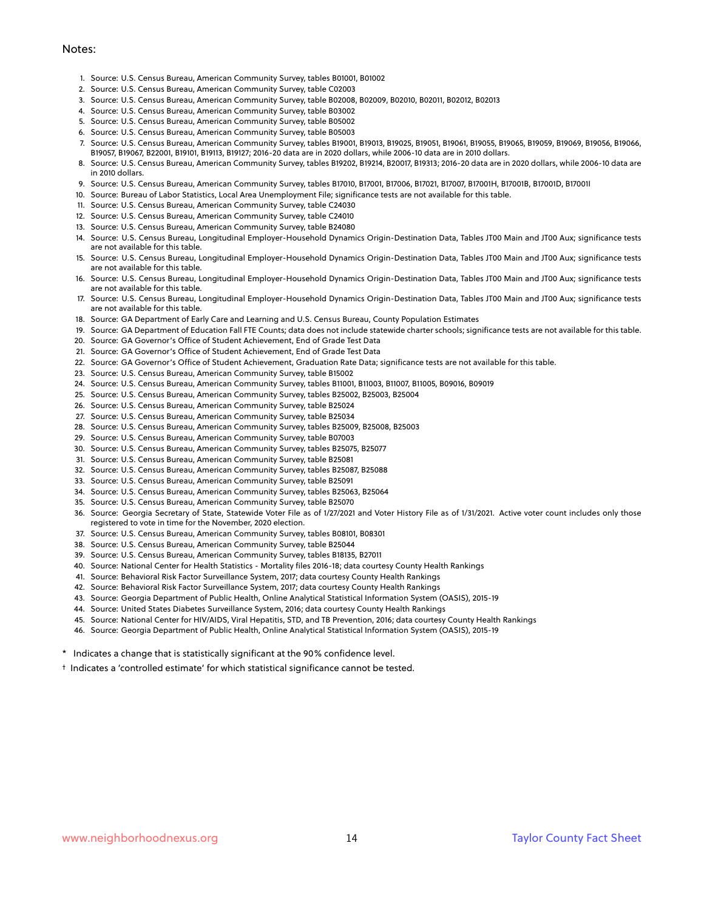Notes:

1. Source: U.S. Census Bureau, American Community Survey, tables B01001, B01002
2. Source: U.S. Census Bureau, American Community Survey, table C02003
3. Source: U.S. Census Bureau, American Community Survey, table B02008, B02009, B02010, B02011, B02012, B02013
4. Source: U.S. Census Bureau, American Community Survey, table B03002
5. Source: U.S. Census Bureau, American Community Survey, table B05002
6. Source: U.S. Census Bureau, American Community Survey, table B05003
7. Source: U.S. Census Bureau, American Community Survey, tables B19001, B19013, B19025, B19051, B19061, B19055, B19065, B19059, B19069, B19056, B19066, B19057, B19067, B22001, B19101, B19113, B19127; 2016-20 data are in 2020 dollars, while 2006-10 data are in 2010 dollars.
8. Source: U.S. Census Bureau, American Community Survey, tables B19202, B19214, B20017, B19313; 2016-20 data are in 2020 dollars, while 2006-10 data are in 2010 dollars.
9. Source: U.S. Census Bureau, American Community Survey, tables B17010, B17001, B17006, B17021, B17007, B17001H, B17001B, B17001D, B17001I
10. Source: Bureau of Labor Statistics, Local Area Unemployment File; significance tests are not available for this table.
11. Source: U.S. Census Bureau, American Community Survey, table C24030
12. Source: U.S. Census Bureau, American Community Survey, table C24010
13. Source: U.S. Census Bureau, American Community Survey, table B24080
14. Source: U.S. Census Bureau, Longitudinal Employer-Household Dynamics Origin-Destination Data, Tables JT00 Main and JT00 Aux; significance tests are not available for this table.
15. Source: U.S. Census Bureau, Longitudinal Employer-Household Dynamics Origin-Destination Data, Tables JT00 Main and JT00 Aux; significance tests are not available for this table.
16. Source: U.S. Census Bureau, Longitudinal Employer-Household Dynamics Origin-Destination Data, Tables JT00 Main and JT00 Aux; significance tests are not available for this table.
17. Source: U.S. Census Bureau, Longitudinal Employer-Household Dynamics Origin-Destination Data, Tables JT00 Main and JT00 Aux; significance tests are not available for this table.
18. Source: GA Department of Early Care and Learning and U.S. Census Bureau, County Population Estimates
19. Source: GA Department of Education Fall FTE Counts; data does not include statewide charter schools; significance tests are not available for this table.
20. Source: GA Governor's Office of Student Achievement, End of Grade Test Data
21. Source: GA Governor's Office of Student Achievement, End of Grade Test Data
22. Source: GA Governor's Office of Student Achievement, Graduation Rate Data; significance tests are not available for this table.
23. Source: U.S. Census Bureau, American Community Survey, table B15002
24. Source: U.S. Census Bureau, American Community Survey, tables B11001, B11003, B11007, B11005, B09016, B09019
25. Source: U.S. Census Bureau, American Community Survey, tables B25002, B25003, B25004
26. Source: U.S. Census Bureau, American Community Survey, table B25024
27. Source: U.S. Census Bureau, American Community Survey, table B25034
28. Source: U.S. Census Bureau, American Community Survey, tables B25009, B25008, B25003
29. Source: U.S. Census Bureau, American Community Survey, table B07003
30. Source: U.S. Census Bureau, American Community Survey, tables B25075, B25077
31. Source: U.S. Census Bureau, American Community Survey, table B25081
32. Source: U.S. Census Bureau, American Community Survey, tables B25087, B25088
33. Source: U.S. Census Bureau, American Community Survey, table B25091
34. Source: U.S. Census Bureau, American Community Survey, tables B25063, B25064
35. Source: U.S. Census Bureau, American Community Survey, table B25070
36. Source: Georgia Secretary of State, Statewide Voter File as of 1/27/2021 and Voter History File as of 1/31/2021. Active voter count includes only those registered to vote in time for the November, 2020 election.
37. Source: U.S. Census Bureau, American Community Survey, tables B08101, B08301
38. Source: U.S. Census Bureau, American Community Survey, table B25044
39. Source: U.S. Census Bureau, American Community Survey, tables B18135, B27011
40. Source: National Center for Health Statistics - Mortality files 2016-18; data courtesy County Health Rankings
41. Source: Behavioral Risk Factor Surveillance System, 2017; data courtesy County Health Rankings
42. Source: Behavioral Risk Factor Surveillance System, 2017; data courtesy County Health Rankings
43. Source: Georgia Department of Public Health, Online Analytical Statistical Information System (OASIS), 2015-19
44. Source: United States Diabetes Surveillance System, 2016; data courtesy County Health Rankings
45. Source: National Center for HIV/AIDS, Viral Hepatitis, STD, and TB Prevention, 2016; data courtesy County Health Rankings
46. Source: Georgia Department of Public Health, Online Analytical Statistical Information System (OASIS), 2015-19

\* Indicates a change that is statistically significant at the 90% confidence level.

† Indicates a 'controlled estimate' for which statistical significance cannot be tested.